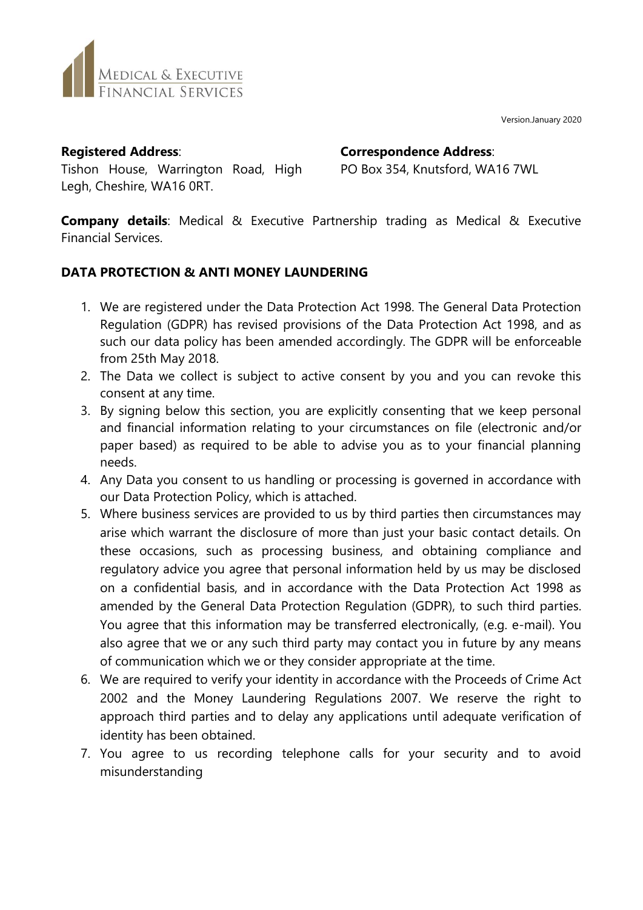MEDICAL & EXECUTIVE FINANCIAL SERVICES

Version.January 2020

**Registered Address**:
Tishon House, Warrington Road, High Legh, Cheshire, WA16 0RT.

**Correspondence Address**:
PO Box 354, Knutsford, WA16 7WL

**Company details**: Medical & Executive Partnership trading as Medical & Executive Financial Services.

## DATA PROTECTION & ANTI MONEY LAUNDERING

1. We are registered under the Data Protection Act 1998. The General Data Protection Regulation (GDPR) has revised provisions of the Data Protection Act 1998, and as such our data policy has been amended accordingly. The GDPR will be enforceable from 25th May 2018.
2. The Data we collect is subject to active consent by you and you can revoke this consent at any time.
3. By signing below this section, you are explicitly consenting that we keep personal and financial information relating to your circumstances on file (electronic and/or paper based) as required to be able to advise you as to your financial planning needs.
4. Any Data you consent to us handling or processing is governed in accordance with our Data Protection Policy, which is attached.
5. Where business services are provided to us by third parties then circumstances may arise which warrant the disclosure of more than just your basic contact details. On these occasions, such as processing business, and obtaining compliance and regulatory advice you agree that personal information held by us may be disclosed on a confidential basis, and in accordance with the Data Protection Act 1998 as amended by the General Data Protection Regulation (GDPR), to such third parties. You agree that this information may be transferred electronically, (e.g. e-mail). You also agree that we or any such third party may contact you in future by any means of communication which we or they consider appropriate at the time.
6. We are required to verify your identity in accordance with the Proceeds of Crime Act 2002 and the Money Laundering Regulations 2007. We reserve the right to approach third parties and to delay any applications until adequate verification of identity has been obtained.
7. You agree to us recording telephone calls for your security and to avoid misunderstanding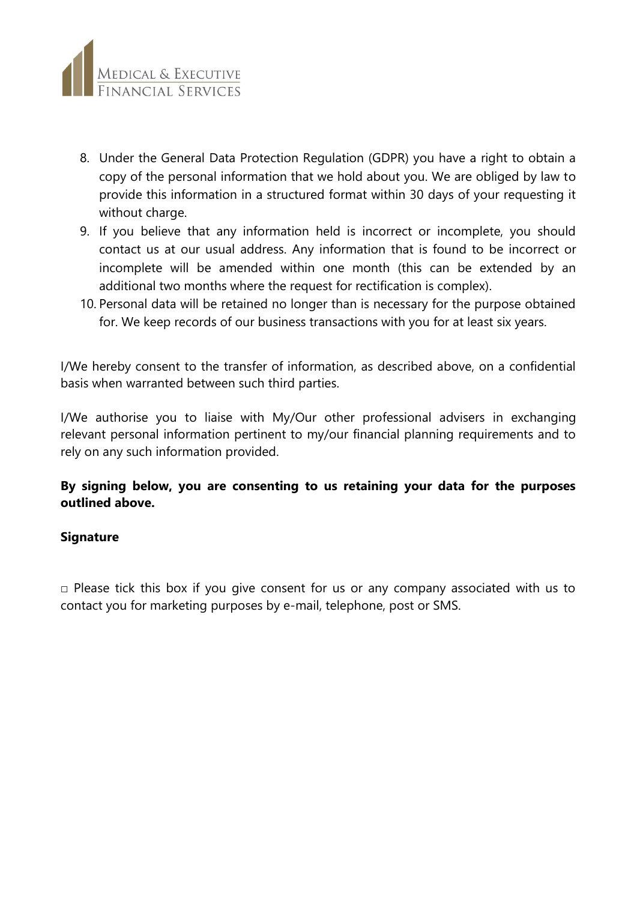8. Under the General Data Protection Regulation (GDPR) you have a right to obtain a copy of the personal information that we hold about you. We are obliged by law to provide this information in a structured format within 30 days of your requesting it without charge.
9. If you believe that any information held is incorrect or incomplete, you should contact us at our usual address. Any information that is found to be incorrect or incomplete will be amended within one month (this can be extended by an additional two months where the request for rectification is complex).
10. Personal data will be retained no longer than is necessary for the purpose obtained for. We keep records of our business transactions with you for at least six years.

I/We hereby consent to the transfer of information, as described above, on a confidential basis when warranted between such third parties.

I/We authorise you to liaise with My/Our other professional advisers in exchanging relevant personal information pertinent to my/our financial planning requirements and to rely on any such information provided.

**By signing below, you are consenting to us retaining your data for the purposes outlined above.**

**Signature**

□ Please tick this box if you give consent for us or any company associated with us to contact you for marketing purposes by e-mail, telephone, post or SMS.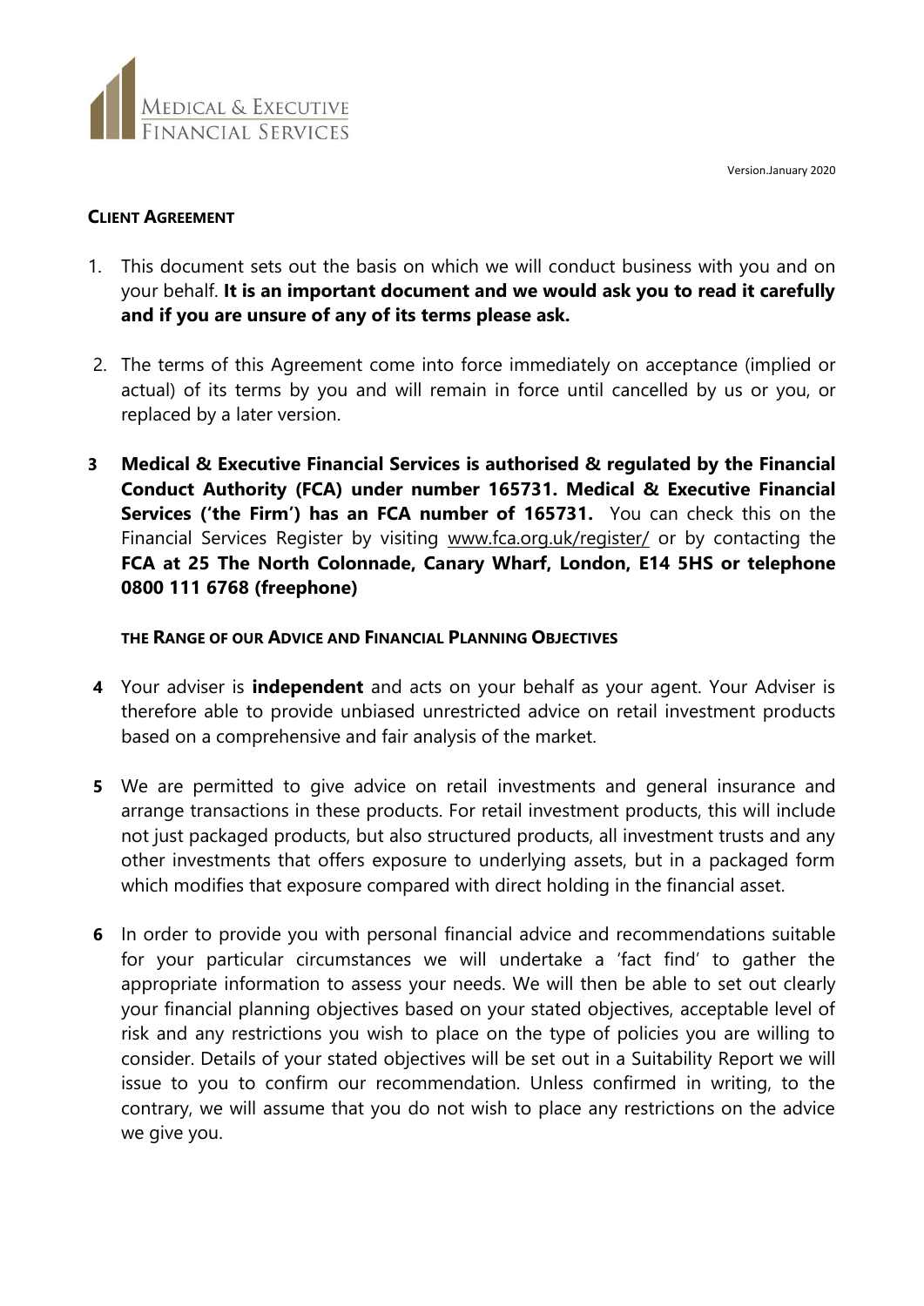**Client Agreement**

1. This document sets out the basis on which we will conduct business with you and on your behalf. **It is an important document and we would ask you to read it carefully and if you are unsure of any of its terms please ask.**

2. The terms of this Agreement come into force immediately on acceptance (implied or actual) of its terms by you and will remain in force until cancelled by us or you, or replaced by a later version.

3. **Medical & Executive Financial Services is authorised & regulated by the Financial Conduct Authority (FCA) under number 165731. Medical & Executive Financial Services ('the Firm') has an FCA number of 165731.** You can check this on the Financial Services Register by visiting www.fca.org.uk/register/ or by contacting the **FCA at 25 The North Colonnade, Canary Wharf, London, E14 5HS or telephone 0800 111 6768 (freephone)**

**The Range of our Advice and Financial Planning Objectives**

4. Your adviser is **independent** and acts on your behalf as your agent. Your Adviser is therefore able to provide unbiased unrestricted advice on retail investment products based on a comprehensive and fair analysis of the market.

5. We are permitted to give advice on retail investments and general insurance and arrange transactions in these products. For retail investment products, this will include not just packaged products, but also structured products, all investment trusts and any other investments that offers exposure to underlying assets, but in a packaged form which modifies that exposure compared with direct holding in the financial asset.

6. In order to provide you with personal financial advice and recommendations suitable for your particular circumstances we will undertake a 'fact find' to gather the appropriate information to assess your needs. We will then be able to set out clearly your financial planning objectives based on your stated objectives, acceptable level of risk and any restrictions you wish to place on the type of policies you are willing to consider. Details of your stated objectives will be set out in a Suitability Report we will issue to you to confirm our recommendation. Unless confirmed in writing, to the contrary, we will assume that you do not wish to place any restrictions on the advice we give you.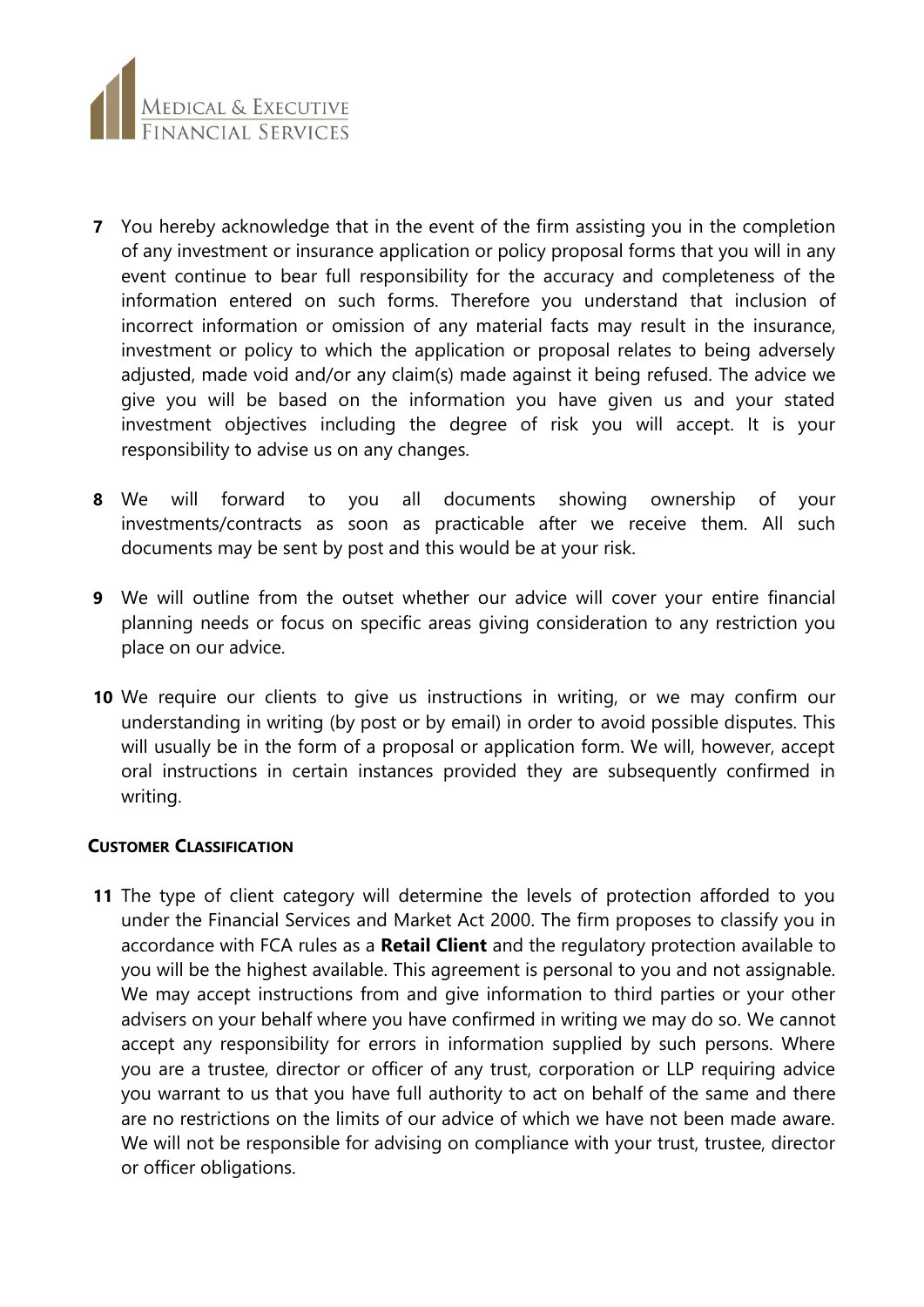**7** You hereby acknowledge that in the event of the firm assisting you in the completion of any investment or insurance application or policy proposal forms that you will in any event continue to bear full responsibility for the accuracy and completeness of the information entered on such forms. Therefore you understand that inclusion of incorrect information or omission of any material facts may result in the insurance, investment or policy to which the application or proposal relates to being adversely adjusted, made void and/or any claim(s) made against it being refused. The advice we give you will be based on the information you have given us and your stated investment objectives including the degree of risk you will accept. It is your responsibility to advise us on any changes.

**8** We will forward to you all documents showing ownership of your investments/contracts as soon as practicable after we receive them. All such documents may be sent by post and this would be at your risk.

**9** We will outline from the outset whether our advice will cover your entire financial planning needs or focus on specific areas giving consideration to any restriction you place on our advice.

**10** We require our clients to give us instructions in writing, or we may confirm our understanding in writing (by post or by email) in order to avoid possible disputes. This will usually be in the form of a proposal or application form. We will, however, accept oral instructions in certain instances provided they are subsequently confirmed in writing.

#### CUSTOMER CLASSIFICATION

**11** The type of client category will determine the levels of protection afforded to you under the Financial Services and Market Act 2000. The firm proposes to classify you in accordance with FCA rules as a **Retail Client** and the regulatory protection available to you will be the highest available. This agreement is personal to you and not assignable. We may accept instructions from and give information to third parties or your other advisers on your behalf where you have confirmed in writing we may do so. We cannot accept any responsibility for errors in information supplied by such persons. Where you are a trustee, director or officer of any trust, corporation or LLP requiring advice you warrant to us that you have full authority to act on behalf of the same and there are no restrictions on the limits of our advice of which we have not been made aware. We will not be responsible for advising on compliance with your trust, trustee, director or officer obligations.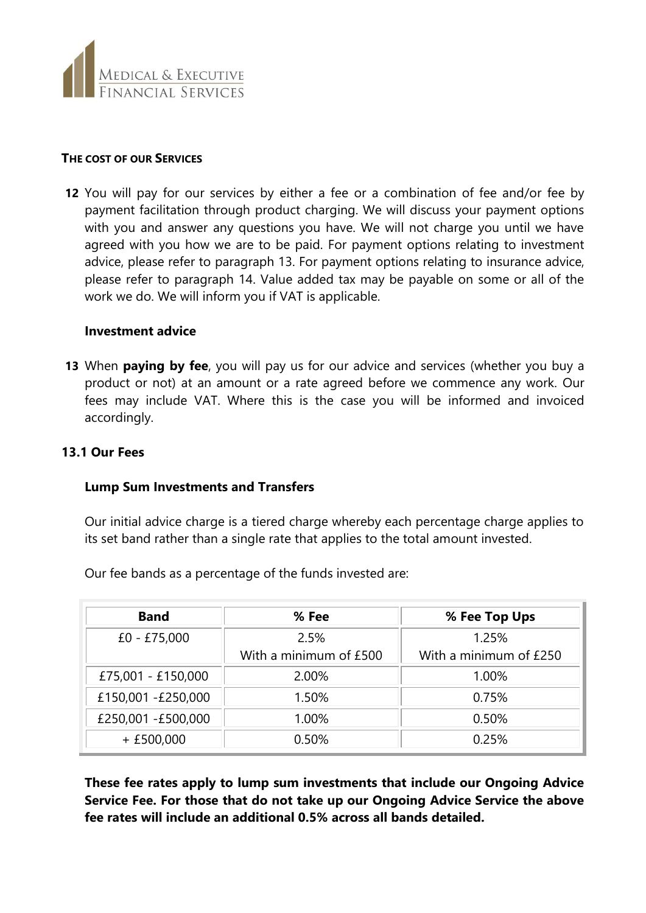## THE COST OF OUR SERVICES

**12** You will pay for our services by either a fee or a combination of fee and/or fee by payment facilitation through product charging. We will discuss your payment options with you and answer any questions you have. We will not charge you until we have agreed with you how we are to be paid. For payment options relating to investment advice, please refer to paragraph 13. For payment options relating to insurance advice, please refer to paragraph 14. Value added tax may be payable on some or all of the work we do. We will inform you if VAT is applicable.

### Investment advice

**13** When **paying by fee**, you will pay us for our advice and services (whether you buy a product or not) at an amount or a rate agreed before we commence any work. Our fees may include VAT. Where this is the case you will be informed and invoiced accordingly.

### 13.1 Our Fees

**Lump Sum Investments and Transfers**

Our initial advice charge is a tiered charge whereby each percentage charge applies to its set band rather than a single rate that applies to the total amount invested.

Our fee bands as a percentage of the funds invested are:

| Band | % Fee | % Fee Top Ups |
|---|---|---|
| £0 - £75,000 | 2.5% With a minimum of £500 | 1.25% With a minimum of £250 |
| £75,001 - £150,000 | 2.00% | 1.00% |
| £150,001 -£250,000 | 1.50% | 0.75% |
| £250,001 -£500,000 | 1.00% | 0.50% |
| + £500,000 | 0.50% | 0.25% |

**These fee rates apply to lump sum investments that include our Ongoing Advice Service Fee. For those that do not take up our Ongoing Advice Service the above fee rates will include an additional 0.5% across all bands detailed.**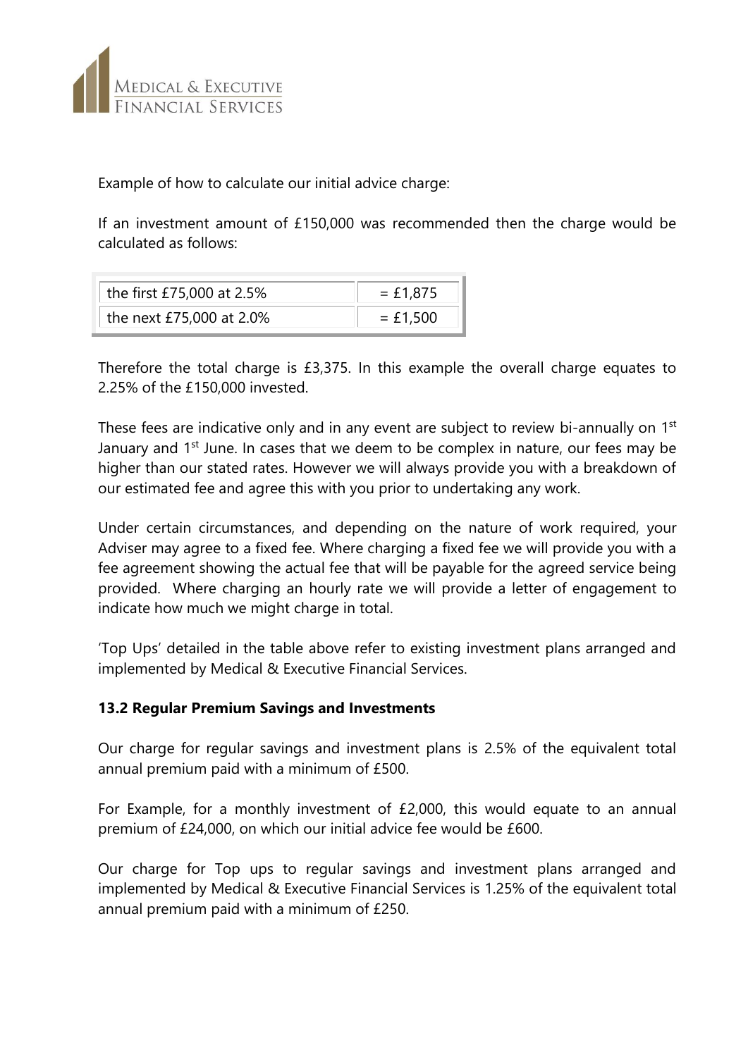Example of how to calculate our initial advice charge:

If an investment amount of £150,000 was recommended then the charge would be calculated as follows:

| | |
|---|---|
| the first £75,000 at 2.5% | = £1,875 |
| the next £75,000 at 2.0% | = £1,500 |

Therefore the total charge is £3,375. In this example the overall charge equates to 2.25% of the £150,000 invested.

These fees are indicative only and in any event are subject to review bi-annually on 1st January and 1st June. In cases that we deem to be complex in nature, our fees may be higher than our stated rates. However we will always provide you with a breakdown of our estimated fee and agree this with you prior to undertaking any work.

Under certain circumstances, and depending on the nature of work required, your Adviser may agree to a fixed fee. Where charging a fixed fee we will provide you with a fee agreement showing the actual fee that will be payable for the agreed service being provided. Where charging an hourly rate we will provide a letter of engagement to indicate how much we might charge in total.

'Top Ups' detailed in the table above refer to existing investment plans arranged and implemented by Medical & Executive Financial Services.

**13.2 Regular Premium Savings and Investments**

Our charge for regular savings and investment plans is 2.5% of the equivalent total annual premium paid with a minimum of £500.

For Example, for a monthly investment of £2,000, this would equate to an annual premium of £24,000, on which our initial advice fee would be £600.

Our charge for Top ups to regular savings and investment plans arranged and implemented by Medical & Executive Financial Services is 1.25% of the equivalent total annual premium paid with a minimum of £250.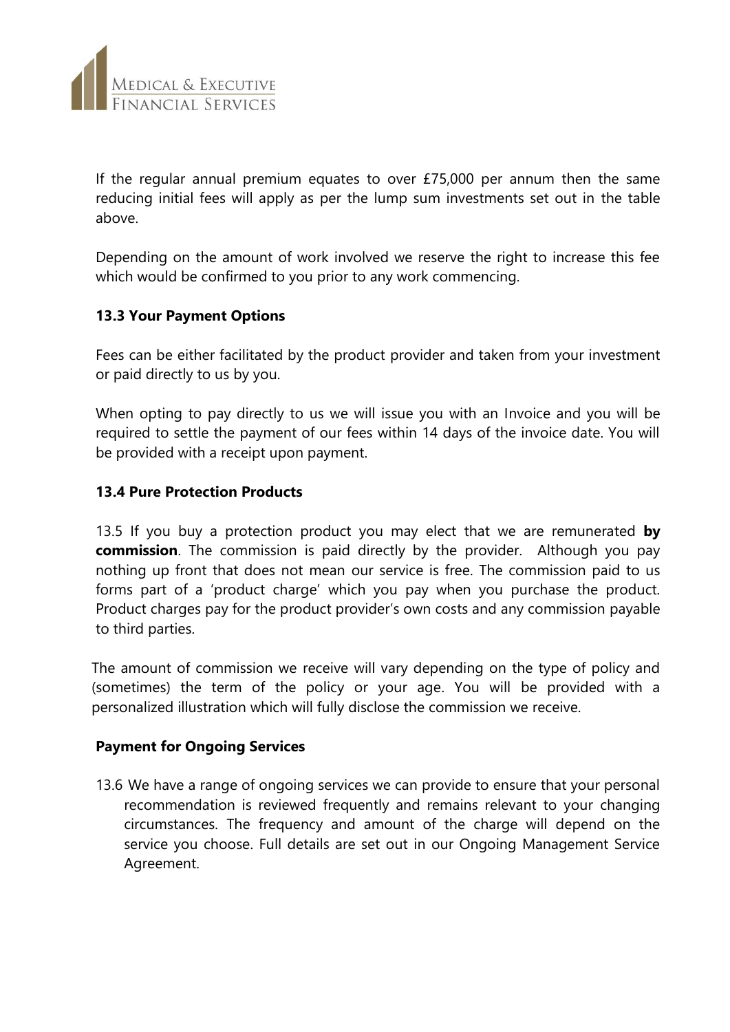If the regular annual premium equates to over £75,000 per annum then the same reducing initial fees will apply as per the lump sum investments set out in the table above.

Depending on the amount of work involved we reserve the right to increase this fee which would be confirmed to you prior to any work commencing.

### 13.3 Your Payment Options

Fees can be either facilitated by the product provider and taken from your investment or paid directly to us by you.

When opting to pay directly to us we will issue you with an Invoice and you will be required to settle the payment of our fees within 14 days of the invoice date. You will be provided with a receipt upon payment.

### 13.4 Pure Protection Products

13.5 If you buy a protection product you may elect that we are remunerated **by commission**. The commission is paid directly by the provider. Although you pay nothing up front that does not mean our service is free. The commission paid to us forms part of a 'product charge' which you pay when you purchase the product. Product charges pay for the product provider's own costs and any commission payable to third parties.

The amount of commission we receive will vary depending on the type of policy and (sometimes) the term of the policy or your age. You will be provided with a personalized illustration which will fully disclose the commission we receive.

### Payment for Ongoing Services

13.6 We have a range of ongoing services we can provide to ensure that your personal recommendation is reviewed frequently and remains relevant to your changing circumstances. The frequency and amount of the charge will depend on the service you choose. Full details are set out in our Ongoing Management Service Agreement.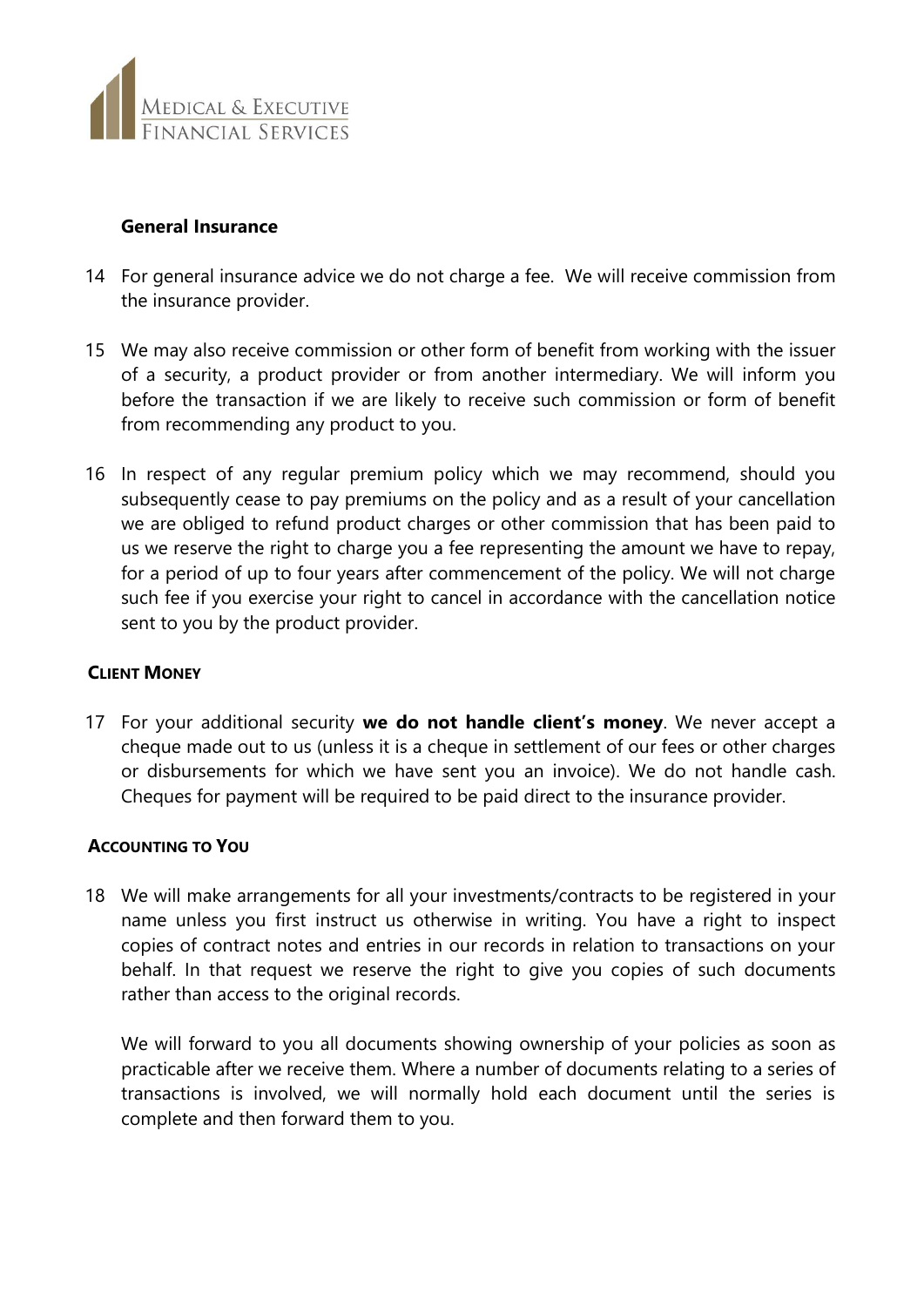### General Insurance

14 For general insurance advice we do not charge a fee. We will receive commission from the insurance provider.

15 We may also receive commission or other form of benefit from working with the issuer of a security, a product provider or from another intermediary. We will inform you before the transaction if we are likely to receive such commission or form of benefit from recommending any product to you.

16 In respect of any regular premium policy which we may recommend, should you subsequently cease to pay premiums on the policy and as a result of your cancellation we are obliged to refund product charges or other commission that has been paid to us we reserve the right to charge you a fee representing the amount we have to repay, for a period of up to four years after commencement of the policy. We will not charge such fee if you exercise your right to cancel in accordance with the cancellation notice sent to you by the product provider.

## CLIENT MONEY

17 For your additional security **we do not handle client's money**. We never accept a cheque made out to us (unless it is a cheque in settlement of our fees or other charges or disbursements for which we have sent you an invoice). We do not handle cash. Cheques for payment will be required to be paid direct to the insurance provider.

## ACCOUNTING TO YOU

18 We will make arrangements for all your investments/contracts to be registered in your name unless you first instruct us otherwise in writing. You have a right to inspect copies of contract notes and entries in our records in relation to transactions on your behalf. In that request we reserve the right to give you copies of such documents rather than access to the original records.

We will forward to you all documents showing ownership of your policies as soon as practicable after we receive them. Where a number of documents relating to a series of transactions is involved, we will normally hold each document until the series is complete and then forward them to you.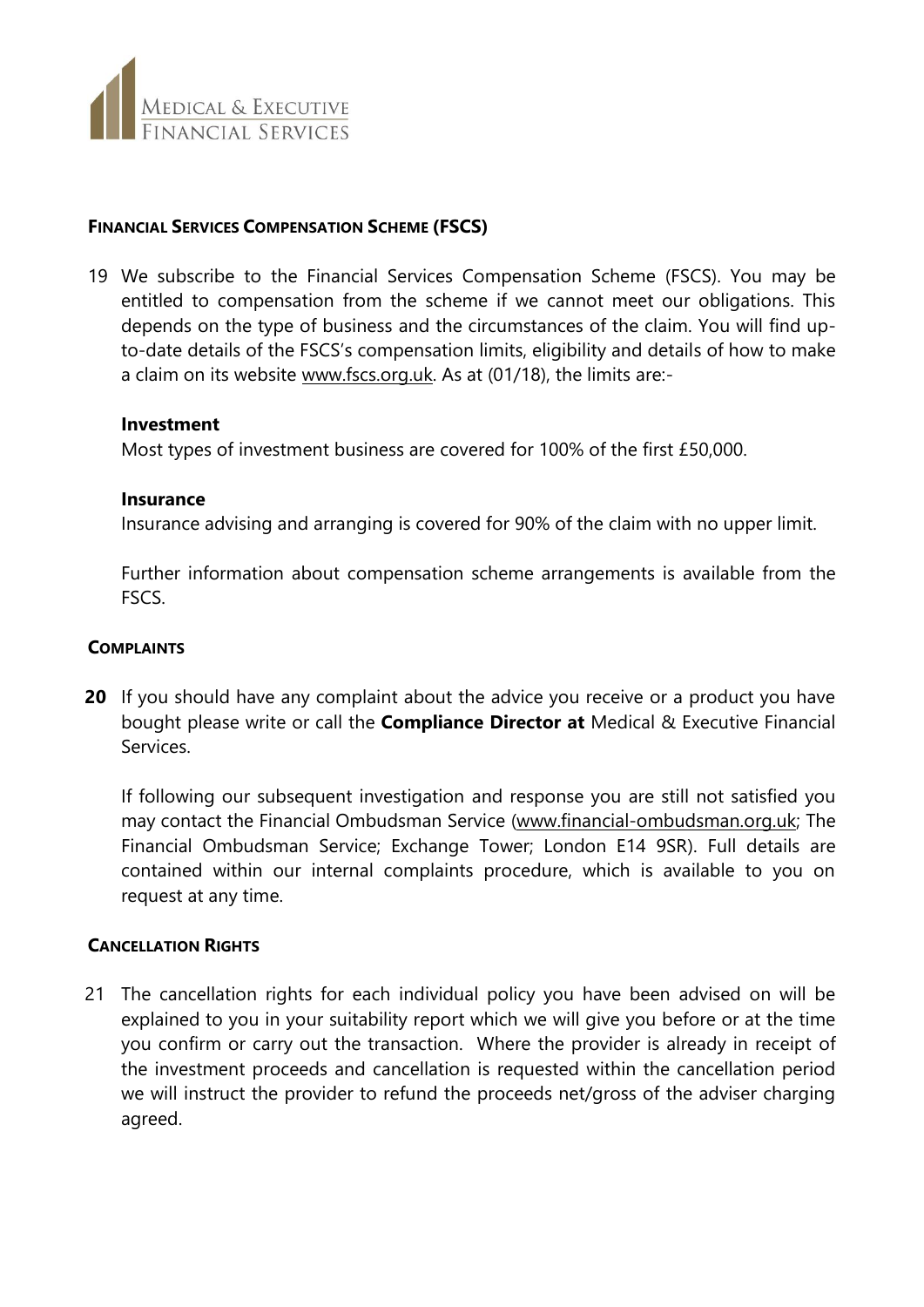## FINANCIAL SERVICES COMPENSATION SCHEME (FSCS)

19 We subscribe to the Financial Services Compensation Scheme (FSCS). You may be entitled to compensation from the scheme if we cannot meet our obligations. This depends on the type of business and the circumstances of the claim. You will find up-to-date details of the FSCS's compensation limits, eligibility and details of how to make a claim on its website www.fscs.org.uk. As at (01/18), the limits are:-

**Investment**

Most types of investment business are covered for 100% of the first £50,000.

**Insurance**

Insurance advising and arranging is covered for 90% of the claim with no upper limit.

Further information about compensation scheme arrangements is available from the FSCS.

## COMPLAINTS

**20** If you should have any complaint about the advice you receive or a product you have bought please write or call the **Compliance Director at** Medical & Executive Financial Services.

If following our subsequent investigation and response you are still not satisfied you may contact the Financial Ombudsman Service (www.financial-ombudsman.org.uk; The Financial Ombudsman Service; Exchange Tower; London E14 9SR). Full details are contained within our internal complaints procedure, which is available to you on request at any time.

## CANCELLATION RIGHTS

21 The cancellation rights for each individual policy you have been advised on will be explained to you in your suitability report which we will give you before or at the time you confirm or carry out the transaction. Where the provider is already in receipt of the investment proceeds and cancellation is requested within the cancellation period we will instruct the provider to refund the proceeds net/gross of the adviser charging agreed.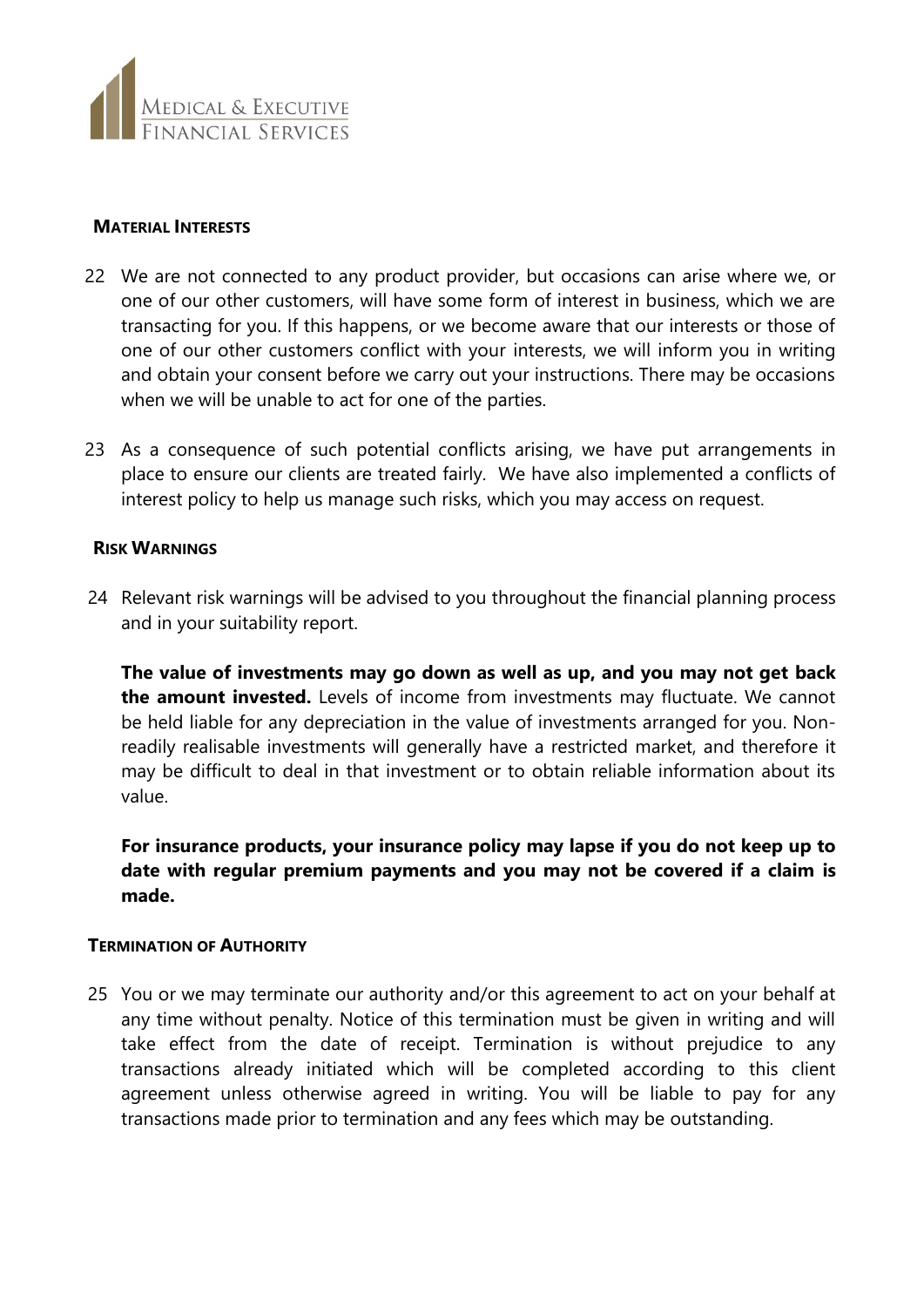## MATERIAL INTERESTS

22 We are not connected to any product provider, but occasions can arise where we, or one of our other customers, will have some form of interest in business, which we are transacting for you. If this happens, or we become aware that our interests or those of one of our other customers conflict with your interests, we will inform you in writing and obtain your consent before we carry out your instructions. There may be occasions when we will be unable to act for one of the parties.

23 As a consequence of such potential conflicts arising, we have put arrangements in place to ensure our clients are treated fairly. We have also implemented a conflicts of interest policy to help us manage such risks, which you may access on request.

## RISK WARNINGS

24 Relevant risk warnings will be advised to you throughout the financial planning process and in your suitability report.

**The value of investments may go down as well as up, and you may not get back the amount invested.** Levels of income from investments may fluctuate. We cannot be held liable for any depreciation in the value of investments arranged for you. Non-readily realisable investments will generally have a restricted market, and therefore it may be difficult to deal in that investment or to obtain reliable information about its value.

**For insurance products, your insurance policy may lapse if you do not keep up to date with regular premium payments and you may not be covered if a claim is made.**

## TERMINATION OF AUTHORITY

25 You or we may terminate our authority and/or this agreement to act on your behalf at any time without penalty. Notice of this termination must be given in writing and will take effect from the date of receipt. Termination is without prejudice to any transactions already initiated which will be completed according to this client agreement unless otherwise agreed in writing. You will be liable to pay for any transactions made prior to termination and any fees which may be outstanding.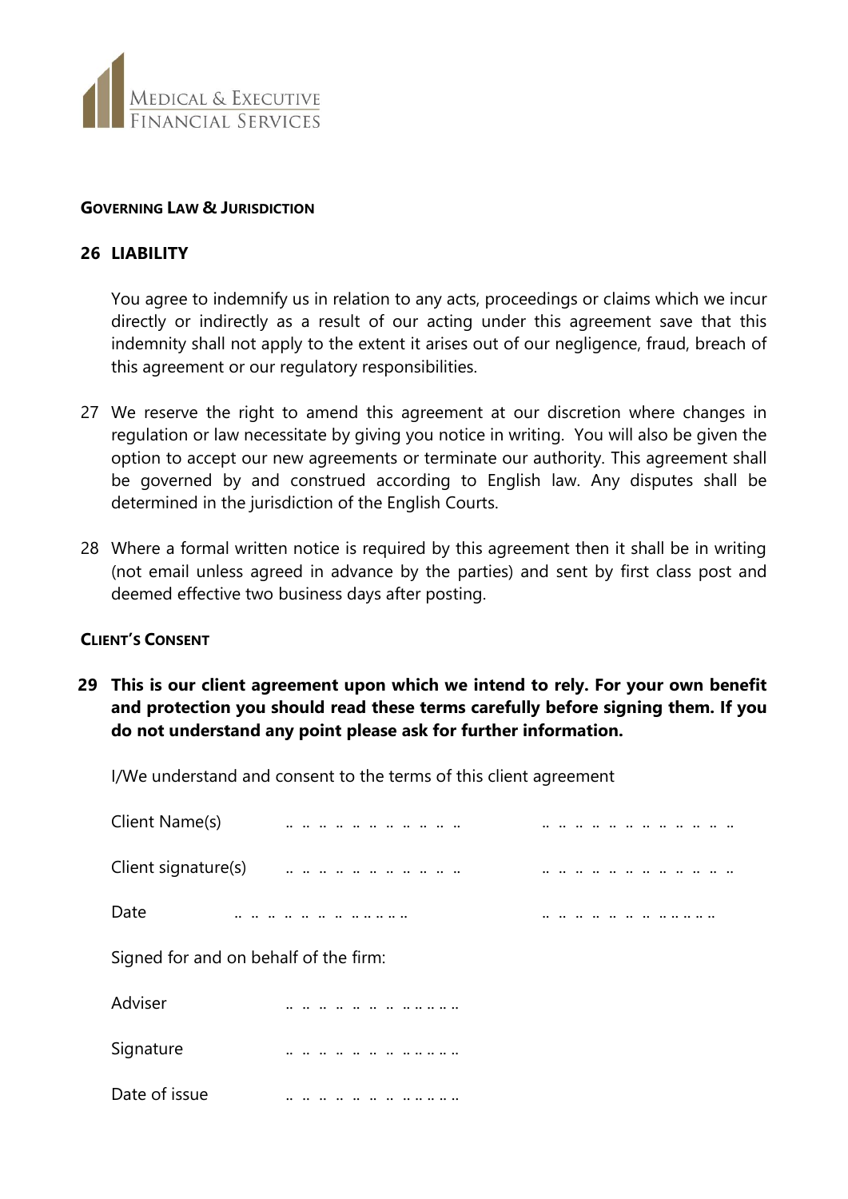Medical & Executive Financial Services

**Governing Law & Jurisdiction**

**26 LIABILITY**

You agree to indemnify us in relation to any acts, proceedings or claims which we incur directly or indirectly as a result of our acting under this agreement save that this indemnity shall not apply to the extent it arises out of our negligence, fraud, breach of this agreement or our regulatory responsibilities.

27 We reserve the right to amend this agreement at our discretion where changes in regulation or law necessitate by giving you notice in writing. You will also be given the option to accept our new agreements or terminate our authority. This agreement shall be governed by and construed according to English law. Any disputes shall be determined in the jurisdiction of the English Courts.

28 Where a formal written notice is required by this agreement then it shall be in writing (not email unless agreed in advance by the parties) and sent by first class post and deemed effective two business days after posting.

**Client's Consent**

**29 This is our client agreement upon which we intend to rely. For your own benefit and protection you should read these terms carefully before signing them. If you do not understand any point please ask for further information.**

I/We understand and consent to the terms of this client agreement

| | | |
|---|---|---|
| Client Name(s) | .. .. .. .. .. .. .. .. .. .. | .. .. .. .. .. .. .. .. .. .. .. |
| Client signature(s) | .. .. .. .. .. .. .. .. .. .. | .. .. .. .. .. .. .. .. .. .. .. |
| Date | .. .. .. .. .. .. .. .. .. .. .. .. | .. .. .. .. .. .. .. .. .. .. .. |

Signed for and on behalf of the firm:

| | |
|---|---|
| Adviser | .. .. .. .. .. .. .. .. .. .. .. .. |
| Signature | .. .. .. .. .. .. .. .. .. .. .. .. |
| Date of issue | .. .. .. .. .. .. .. .. .. .. .. .. |